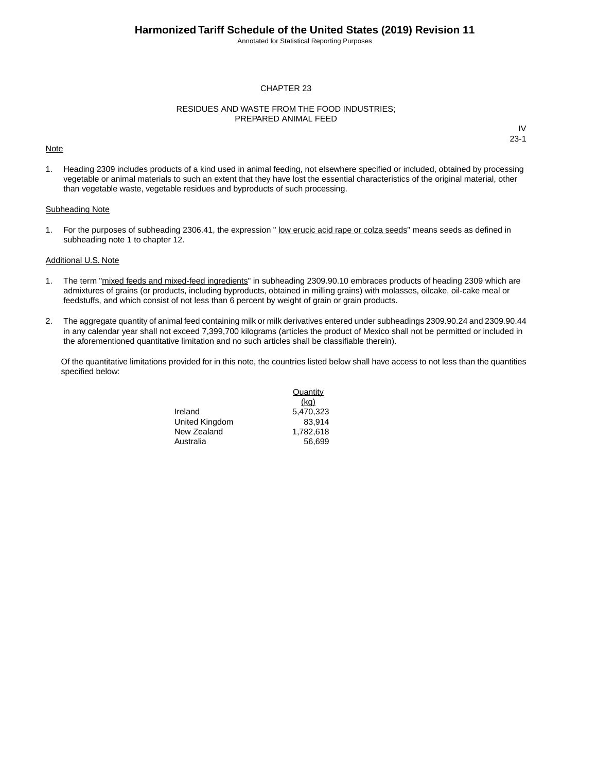# CHAPTER 23

## RESIDUES AND WASTE FROM THE FOOD INDUSTRIES; PREPARED ANIMAL FEED

IV
23-1

Note

1. Heading 2309 includes products of a kind used in animal feeding, not elsewhere specified or included, obtained by processing vegetable or animal materials to such an extent that they have lost the essential characteristics of the original material, other than vegetable waste, vegetable residues and byproducts of such processing.

Subheading Note

1. For the purposes of subheading 2306.41, the expression " low erucic acid rape or colza seeds" means seeds as defined in subheading note 1 to chapter 12.

Additional U.S. Note

1. The term "mixed feeds and mixed-feed ingredients" in subheading 2309.90.10 embraces products of heading 2309 which are admixtures of grains (or products, including byproducts, obtained in milling grains) with molasses, oilcake, oil-cake meal or feedstuffs, and which consist of not less than 6 percent by weight of grain or grain products.

2. The aggregate quantity of animal feed containing milk or milk derivatives entered under subheadings 2309.90.24 and 2309.90.44 in any calendar year shall not exceed 7,399,700 kilograms (articles the product of Mexico shall not be permitted or included in the aforementioned quantitative limitation and no such articles shall be classifiable therein).

   Of the quantitative limitations provided for in this note, the countries listed below shall have access to not less than the quantities specified below:

| | Quantity (kg) |
|---|---|
| Ireland | 5,470,323 |
| United Kingdom | 83,914 |
| New Zealand | 1,782,618 |
| Australia | 56,699 |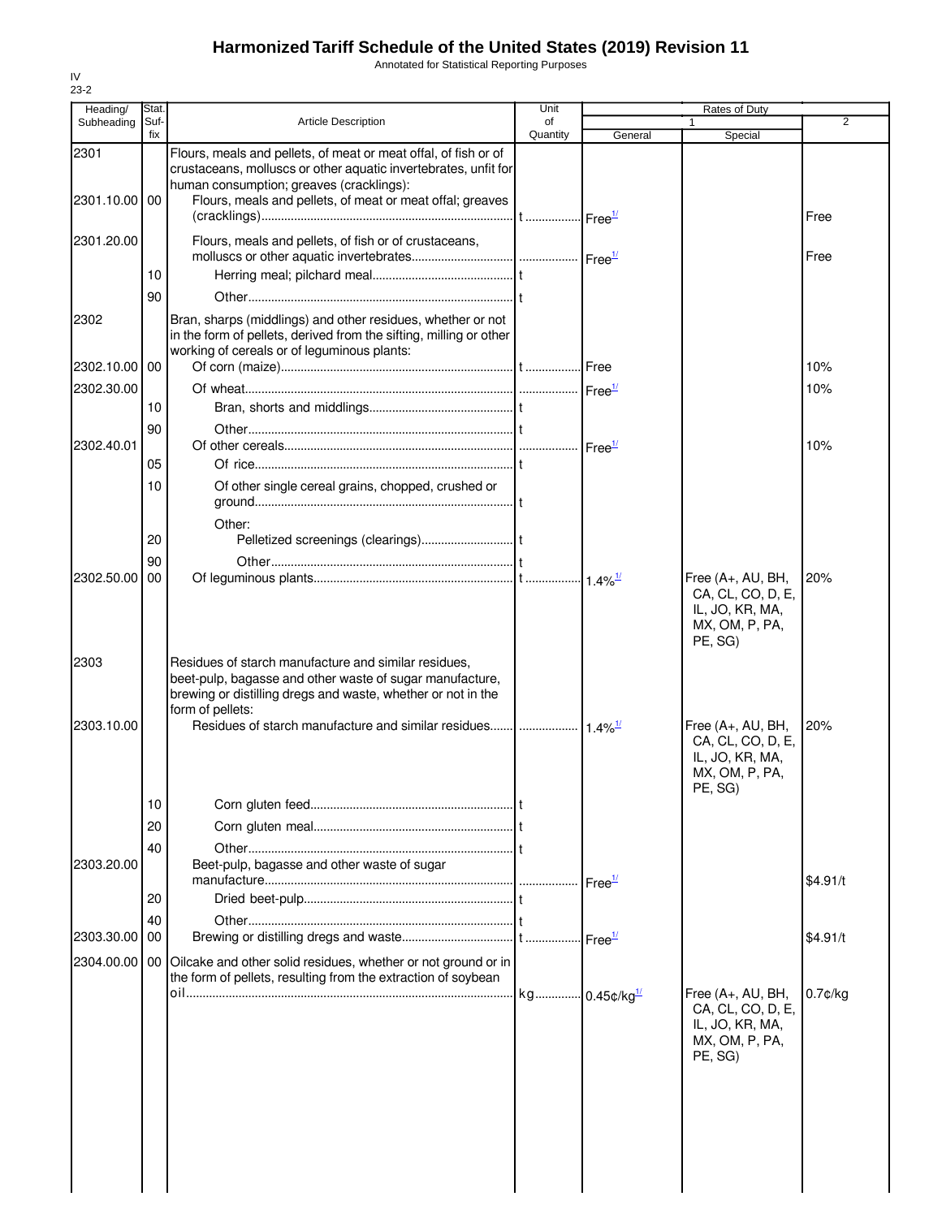# Harmonized Tariff Schedule of the United States (2019) Revision 11

Annotated for Statistical Reporting Purposes

IV
23-2

| Heading/ Subheading | Stat. Suf- fix | Article Description | Unit of Quantity | Rates of Duty 1 General | Special | 2 |
|---|---|---|---|---|---|---|
| 2301 | | Flours, meals and pellets, of meat or meat offal, of fish or of crustaceans, molluscs or other aquatic invertebrates, unfit for human consumption; greaves (cracklings): | | | | |
| 2301.10.00 | 00 | Flours, meals and pellets, of meat or meat offal; greaves (cracklings) | t | Free[1/] | | Free |
| 2301.20.00 | | Flours, meals and pellets, of fish or of crustaceans, molluscs or other aquatic invertebrates | | Free[1/] | | Free |
| | 10 | Herring meal; pilchard meal | t | | | |
| | 90 | Other | t | | | |
| 2302 | | Bran, sharps (middlings) and other residues, whether or not in the form of pellets, derived from the sifting, milling or other working of cereals or of leguminous plants: | | | | |
| 2302.10.00 | 00 | Of corn (maize) | t | Free | | 10% |
| 2302.30.00 | | Of wheat | | Free[1/] | | 10% |
| | 10 | Bran, shorts and middlings | t | | | |
| | 90 | Other | t | | | |
| 2302.40.01 | | Of other cereals | | Free[1/] | | 10% |
| | 05 | Of rice | t | | | |
| | 10 | Of other single cereal grains, chopped, crushed or ground | t | | | |
| | | Other: | | | | |
| | 20 | Pelletized screenings (clearings) | t | | | |
| | 90 | Other | t | | | |
| 2302.50.00 | 00 | Of leguminous plants | t | 1.4%[1/] | Free (A+, AU, BH, CA, CL, CO, D, E, IL, JO, KR, MA, MX, OM, P, PA, PE, SG) | 20% |
| 2303 | | Residues of starch manufacture and similar residues, beet-pulp, bagasse and other waste of sugar manufacture, brewing or distilling dregs and waste, whether or not in the form of pellets: | | | | |
| 2303.10.00 | | Residues of starch manufacture and similar residues | | 1.4%[1/] | Free (A+, AU, BH, CA, CL, CO, D, E, IL, JO, KR, MA, MX, OM, P, PA, PE, SG) | 20% |
| | 10 | Corn gluten feed | t | | | |
| | 20 | Corn gluten meal | t | | | |
| | 40 | Other | t | | | |
| 2303.20.00 | | Beet-pulp, bagasse and other waste of sugar manufacture | | Free[1/] | | $4.91/t |
| | 20 | Dried beet-pulp | t | | | |
| | 40 | Other | t | | | |
| 2303.30.00 | 00 | Brewing or distilling dregs and waste | t | Free[1/] | | $4.91/t |
| 2304.00.00 | 00 | Oilcake and other solid residues, whether or not ground or in the form of pellets, resulting from the extraction of soybean oil | kg | 0.45¢/kg[1/] | Free (A+, AU, BH, CA, CL, CO, D, E, IL, JO, KR, MA, MX, OM, P, PA, PE, SG) | 0.7¢/kg |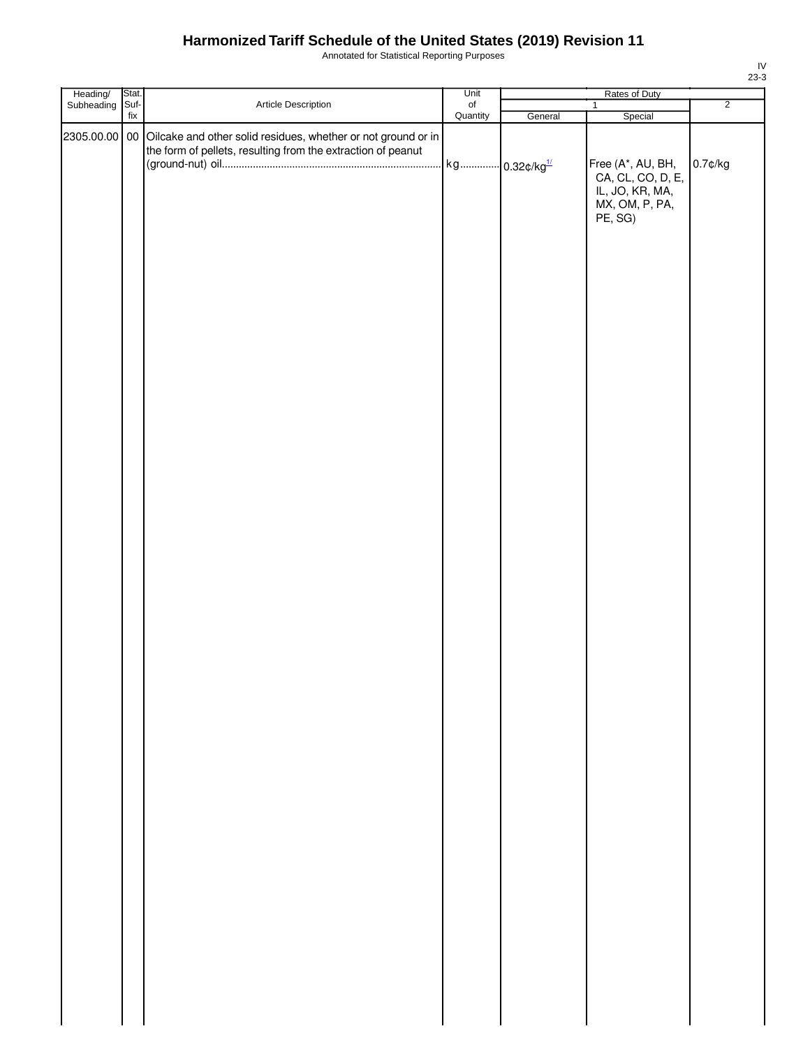# Harmonized Tariff Schedule of the United States (2019) Revision 11

Annotated for Statistical Reporting Purposes

IV
23-3

| Heading/ Subheading | Stat. Suf-fix | Article Description | Unit of Quantity | Rates of Duty 1 General | Special | 2 |
|---|---|---|---|---|---|---|
| 2305.00.00 | 00 | Oilcake and other solid residues, whether or not ground or in the form of pellets, resulting from the extraction of peanut (ground-nut) oil | kg | 0.32¢/kg[1/] | Free (A*, AU, BH, CA, CL, CO, D, E, IL, JO, KR, MA, MX, OM, P, PA, PE, SG) | 0.7¢/kg |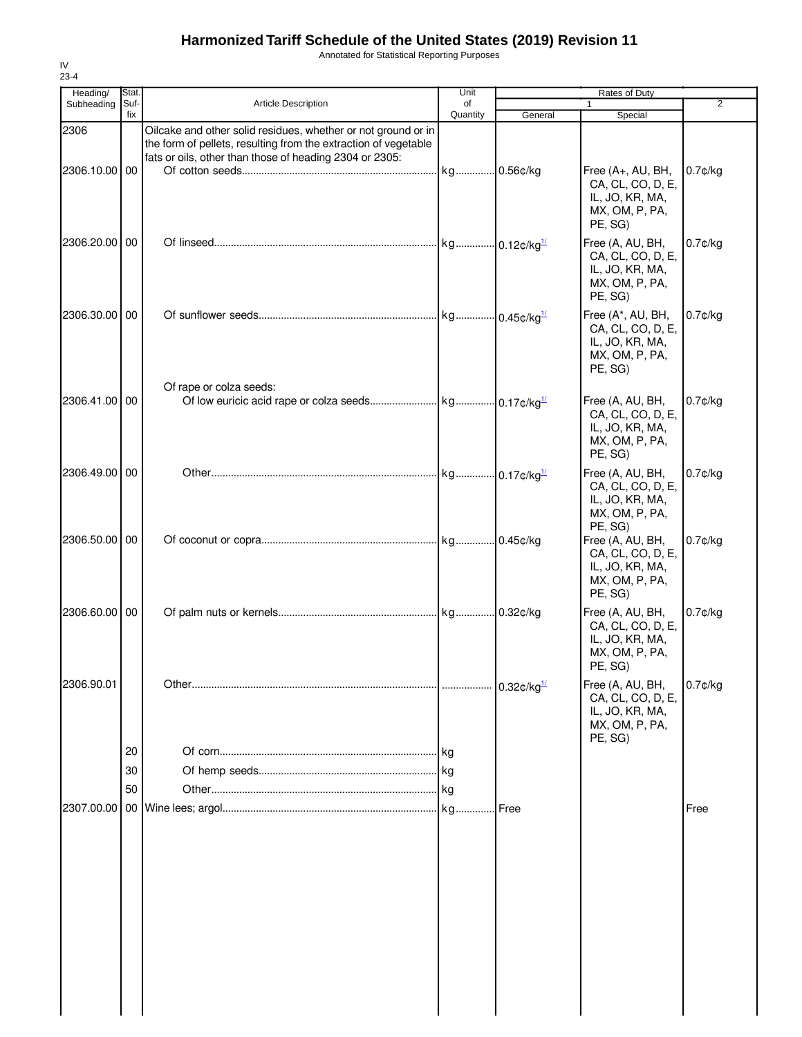# Harmonized Tariff Schedule of the United States (2019) Revision 11

Annotated for Statistical Reporting Purposes

IV
23-4

| Heading/ Subheading | Stat. Suf- fix | Article Description | Unit of Quantity | Rates of Duty 1 General | Rates of Duty 1 Special | Rates of Duty 2 |
|---|---|---|---|---|---|---|
| 2306 | | Oilcake and other solid residues, whether or not ground or in the form of pellets, resulting from the extraction of vegetable fats or oils, other than those of heading 2304 or 2305: | | | | |
| 2306.10.00 | 00 | Of cotton seeds | kg | 0.56¢/kg | Free (A+, AU, BH, CA, CL, CO, D, E, IL, JO, KR, MA, MX, OM, P, PA, PE, SG) | 0.7¢/kg |
| 2306.20.00 | 00 | Of linseed | kg | 0.12¢/kg[1/] | Free (A, AU, BH, CA, CL, CO, D, E, IL, JO, KR, MA, MX, OM, P, PA, PE, SG) | 0.7¢/kg |
| 2306.30.00 | 00 | Of sunflower seeds | kg | 0.45¢/kg[1/] | Free (A*, AU, BH, CA, CL, CO, D, E, IL, JO, KR, MA, MX, OM, P, PA, PE, SG) | 0.7¢/kg |
| | | Of rape or colza seeds: | | | | |
| 2306.41.00 | 00 | Of low euricic acid rape or colza seeds | kg | 0.17¢/kg[1/] | Free (A, AU, BH, CA, CL, CO, D, E, IL, JO, KR, MA, MX, OM, P, PA, PE, SG) | 0.7¢/kg |
| 2306.49.00 | 00 | Other | kg | 0.17¢/kg[1/] | Free (A, AU, BH, CA, CL, CO, D, E, IL, JO, KR, MA, MX, OM, P, PA, PE, SG) | 0.7¢/kg |
| 2306.50.00 | 00 | Of coconut or copra | kg | 0.45¢/kg | Free (A, AU, BH, CA, CL, CO, D, E, IL, JO, KR, MA, MX, OM, P, PA, PE, SG) | 0.7¢/kg |
| 2306.60.00 | 00 | Of palm nuts or kernels | kg | 0.32¢/kg | Free (A, AU, BH, CA, CL, CO, D, E, IL, JO, KR, MA, MX, OM, P, PA, PE, SG) | 0.7¢/kg |
| 2306.90.01 | | Other | | 0.32¢/kg[1/] | Free (A, AU, BH, CA, CL, CO, D, E, IL, JO, KR, MA, MX, OM, P, PA, PE, SG) | 0.7¢/kg |
| | 20 | Of corn | kg | | | |
| | 30 | Of hemp seeds | kg | | | |
| | 50 | Other | kg | | | |
| 2307.00.00 | 00 | Wine lees; argol | kg | Free | | Free |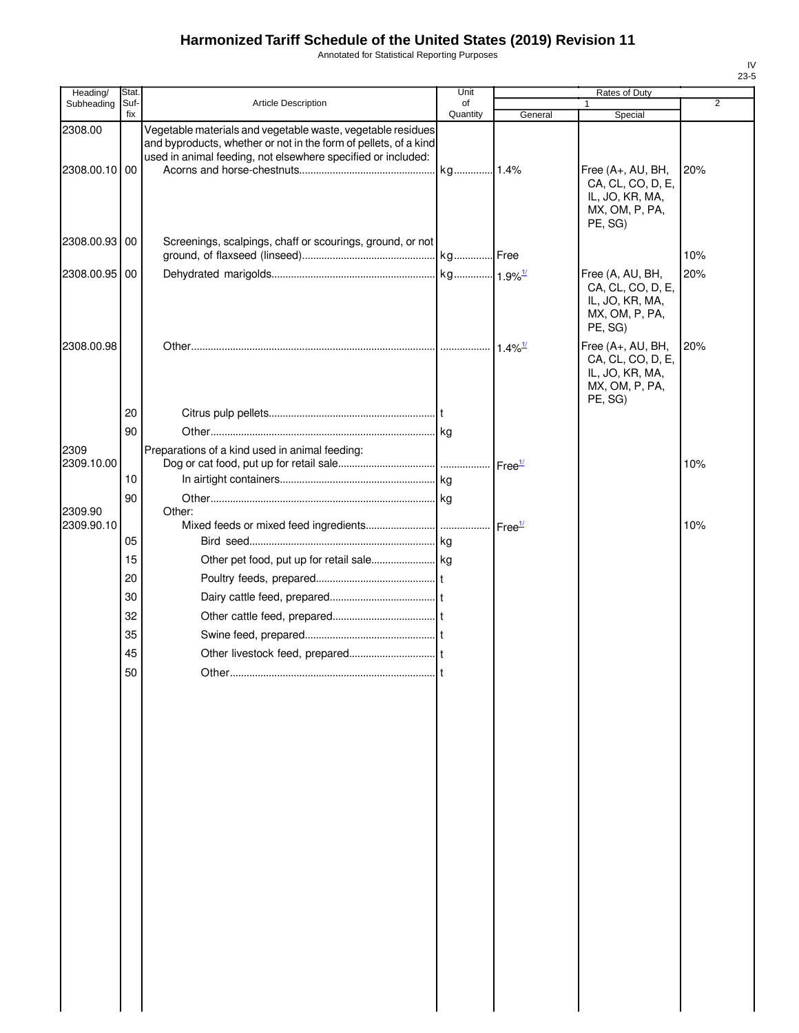# Harmonized Tariff Schedule of the United States (2019) Revision 11

Annotated for Statistical Reporting Purposes

IV
23-5

| Heading/ Subheading | Stat. Suf- fix | Article Description | Unit of Quantity | Rates of Duty 1 General | Rates of Duty 1 Special | Rates of Duty 2 |
|---|---|---|---|---|---|---|
| 2308.00 | | Vegetable materials and vegetable waste, vegetable residues and byproducts, whether or not in the form of pellets, of a kind used in animal feeding, not elsewhere specified or included: | | | | |
| 2308.00.10 | 00 | Acorns and horse-chestnuts | kg | 1.4% | Free (A+, AU, BH, CA, CL, CO, D, E, IL, JO, KR, MA, MX, OM, P, PA, PE, SG) | 20% |
| 2308.00.93 | 00 | Screenings, scalpings, chaff or scourings, ground, or not ground, of flaxseed (linseed) | kg | Free | | 10% |
| 2308.00.95 | 00 | Dehydrated marigolds | kg | 1.9%[1/] | Free (A, AU, BH, CA, CL, CO, D, E, IL, JO, KR, MA, MX, OM, P, PA, PE, SG) | 20% |
| 2308.00.98 | | Other | | 1.4%[1/] | Free (A+, AU, BH, CA, CL, CO, D, E, IL, JO, KR, MA, MX, OM, P, PA, PE, SG) | 20% |
| | 20 | Citrus pulp pellets | t | | | |
| | 90 | Other | kg | | | |
| 2309 | | Preparations of a kind used in animal feeding: | | | | |
| 2309.10.00 | | Dog or cat food, put up for retail sale | | Free[1/] | | 10% |
| | 10 | In airtight containers | kg | | | |
| | 90 | Other | kg | | | |
| 2309.90 | | Other: | | | | |
| 2309.90.10 | | Mixed feeds or mixed feed ingredients | | Free[1/] | | 10% |
| | 05 | Bird seed | kg | | | |
| | 15 | Other pet food, put up for retail sale | kg | | | |
| | 20 | Poultry feeds, prepared | t | | | |
| | 30 | Dairy cattle feed, prepared | t | | | |
| | 32 | Other cattle feed, prepared | t | | | |
| | 35 | Swine feed, prepared | t | | | |
| | 45 | Other livestock feed, prepared | t | | | |
| | 50 | Other | t | | | |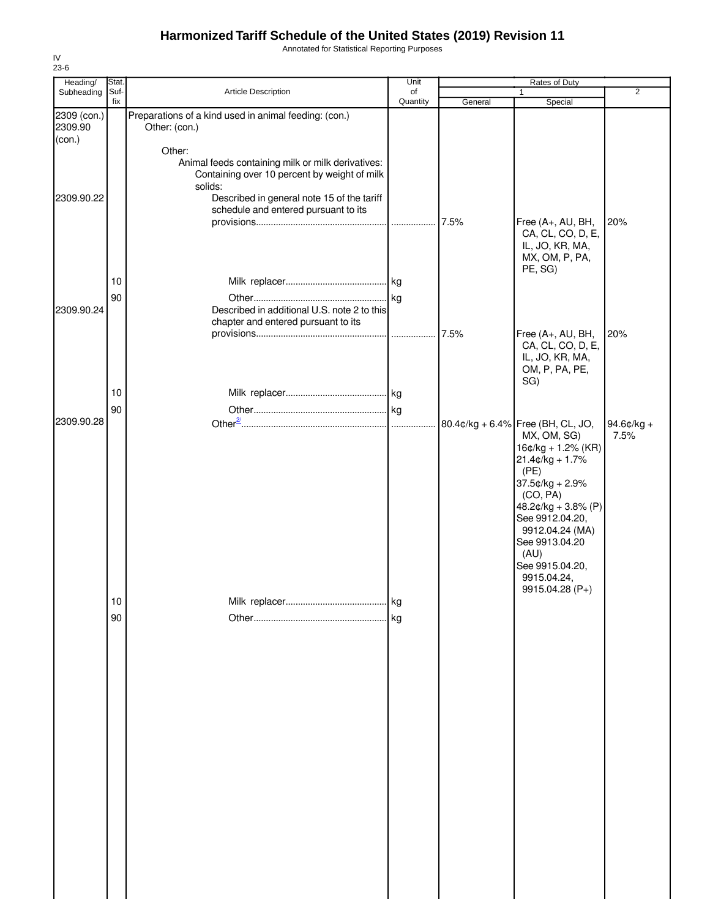# Harmonized Tariff Schedule of the United States (2019) Revision 11

Annotated for Statistical Reporting Purposes

IV
23-6

| Heading/ Subheading | Stat. Suf- fix | Article Description | Unit of Quantity | Rates of Duty 1 General | Special | 2 |
|---|---|---|---|---|---|---|
| 2309 (con.) 2309.90 (con.) | | Preparations of a kind used in animal feeding: (con.) Other: (con.) | | | | |
| | | Other: | | | | |
| | | Animal feeds containing milk or milk derivatives: | | | | |
| | | Containing over 10 percent by weight of milk solids: | | | | |
| 2309.90.22 | | Described in general note 15 of the tariff schedule and entered pursuant to its provisions | | 7.5% | Free (A+, AU, BH, CA, CL, CO, D, E, IL, JO, KR, MA, MX, OM, P, PA, PE, SG) | 20% |
| | 10 | Milk replacer | kg | | | |
| | 90 | Other | kg | | | |
| 2309.90.24 | | Described in additional U.S. note 2 to this chapter and entered pursuant to its provisions | | 7.5% | Free (A+, AU, BH, CA, CL, CO, D, E, IL, JO, KR, MA, OM, P, PA, PE, SG) | 20% |
| | 10 | Milk replacer | kg | | | |
| | 90 | Other | kg | | | |
| 2309.90.28 | | Other[2/] | | 80.4¢/kg + 6.4% | Free (BH, CL, JO, MX, OM, SG)<br>16¢/kg + 1.2% (KR)<br>21.4¢/kg + 1.7% (PE)<br>37.5¢/kg + 2.9% (CO, PA)<br>48.2¢/kg + 3.8% (P)<br>See 9912.04.20, 9912.04.24 (MA)<br>See 9913.04.20 (AU)<br>See 9915.04.20, 9915.04.24, 9915.04.28 (P+) | 94.6¢/kg + 7.5% |
| | 10 | Milk replacer | kg | | | |
| | 90 | Other | kg | | | |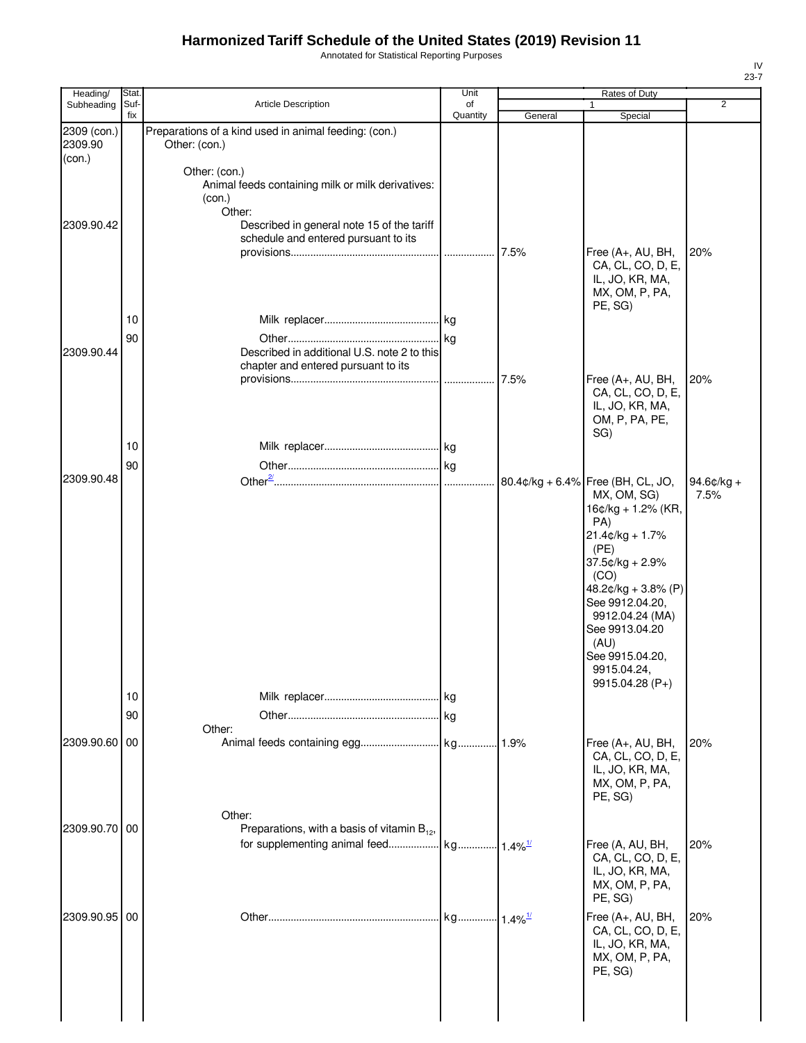# Harmonized Tariff Schedule of the United States (2019) Revision 11

Annotated for Statistical Reporting Purposes

IV
23-7

| Heading/ Subheading | Stat. Suf- fix | Article Description | Unit of Quantity | Rates of Duty 1 General | Special | 2 |
|---|---|---|---|---|---|---|
| 2309 (con.) 2309.90 (con.) | | Preparations of a kind used in animal feeding: (con.) Other: (con.) | | | | |
| | | Other: (con.) | | | | |
| | | Animal feeds containing milk or milk derivatives: (con.) | | | | |
| | | Other: | | | | |
| 2309.90.42 | | Described in general note 15 of the tariff schedule and entered pursuant to its provisions | | 7.5% | Free (A+, AU, BH, CA, CL, CO, D, E, IL, JO, KR, MA, MX, OM, P, PA, PE, SG) | 20% |
| | 10 | Milk replacer | kg | | | |
| | 90 | Other | kg | | | |
| 2309.90.44 | | Described in additional U.S. note 2 to this chapter and entered pursuant to its provisions | | 7.5% | Free (A+, AU, BH, CA, CL, CO, D, E, IL, JO, KR, MA, OM, P, PA, PE, SG) | 20% |
| | 10 | Milk replacer | kg | | | |
| | 90 | Other | kg | | | |
| 2309.90.48 | | Other[2/] | | 80.4¢/kg + 6.4% | Free (BH, CL, JO, MX, OM, SG) 16¢/kg + 1.2% (KR, PA) 21.4¢/kg + 1.7% (PE) 37.5¢/kg + 2.9% (CO) 48.2¢/kg + 3.8% (P) See 9912.04.20, 9912.04.24 (MA) See 9913.04.20 (AU) See 9915.04.20, 9915.04.24, 9915.04.28 (P+) | 94.6¢/kg + 7.5% |
| | 10 | Milk replacer | kg | | | |
| | 90 | Other | kg | | | |
| | | Other: | | | | |
| 2309.90.60 | 00 | Animal feeds containing egg | kg | 1.9% | Free (A+, AU, BH, CA, CL, CO, D, E, IL, JO, KR, MA, MX, OM, P, PA, PE, SG) | 20% |
| | | Other: | | | | |
| 2309.90.70 | 00 | Preparations, with a basis of vitamin $B_{12}$, for supplementing animal feed | kg | 1.4%[1/] | Free (A, AU, BH, CA, CL, CO, D, E, IL, JO, KR, MA, MX, OM, P, PA, PE, SG) | 20% |
| 2309.90.95 | 00 | Other | kg | 1.4%[1/] | Free (A+, AU, BH, CA, CL, CO, D, E, IL, JO, KR, MA, MX, OM, P, PA, PE, SG) | 20% |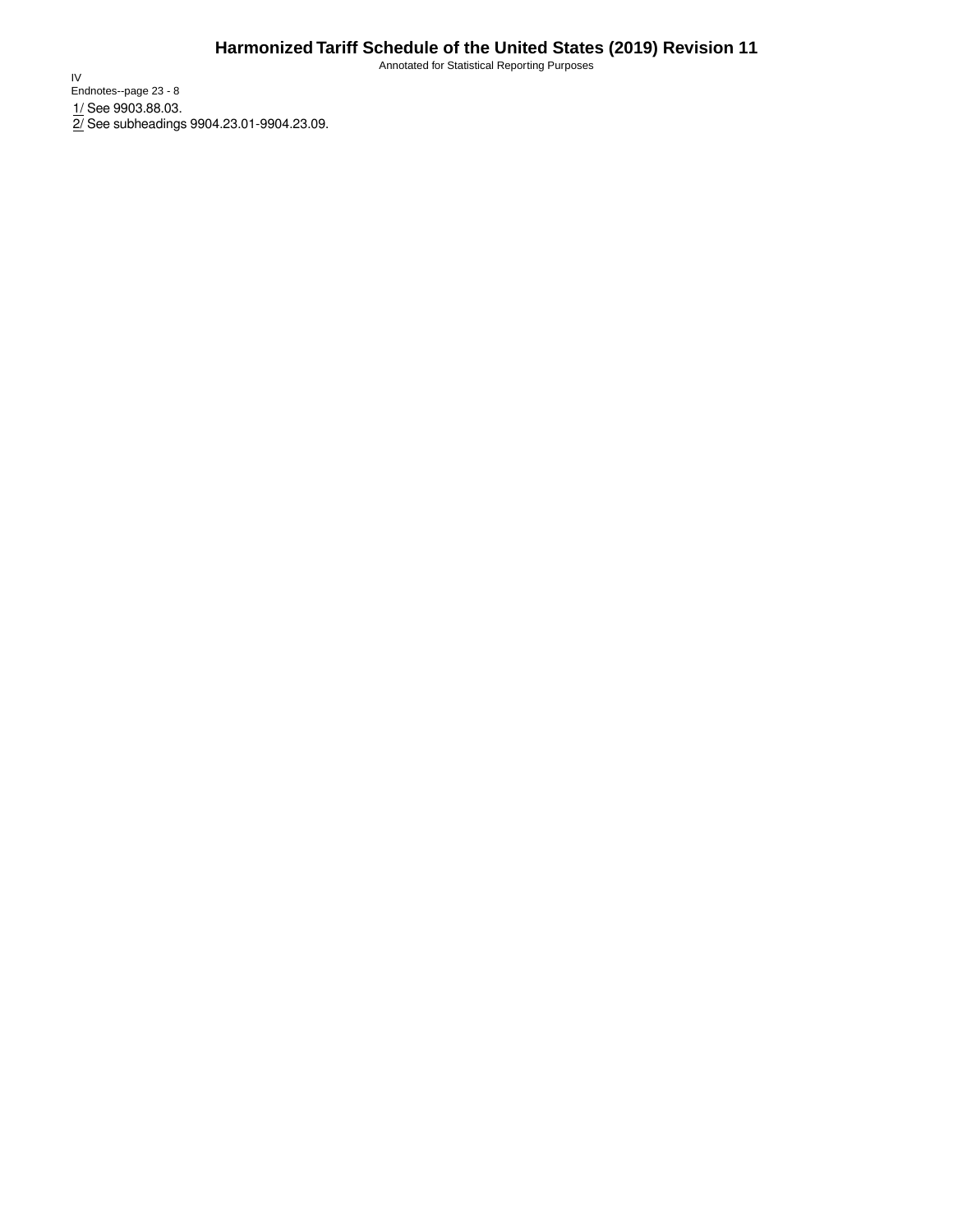1/ See 9903.88.03.

2/ See subheadings 9904.23.01-9904.23.09.